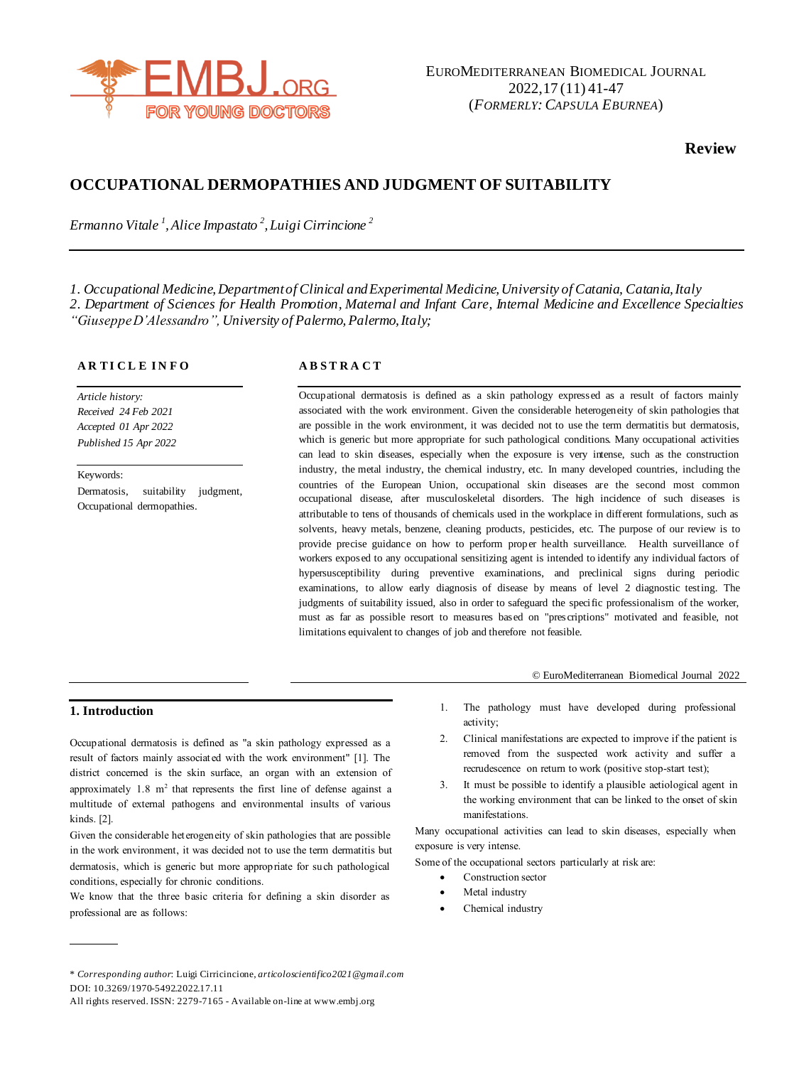Review

# OCCUPATIONAL DERMOPATHIES AND JUDGMENT OF SUITABILITY

*Ermanno Vitale [1], Alice Impastato [2], Luigi Cirrincione [2]*

*1. Occupational Medicine, Department of Clinical and Experimental Medicine, University of Catania, Catania, Italy*
*2. Department of Sciences for Health Promotion, Maternal and Infant Care, Internal Medicine and Excellence Specialties "Giuseppe D'Alessandro", University of Palermo, Palermo, Italy;*

**ARTICLE INFO**

*Article history:*
*Received 24 Feb 2021*
*Accepted 01 Apr 2022*
*Published 15 Apr 2022*

Keywords:
Dermatosis, suitability judgment, Occupational dermopathies.

**ABSTRACT**

Occupational dermatosis is defined as a skin pathology expressed as a result of factors mainly associated with the work environment. Given the considerable heterogeneity of skin pathologies that are possible in the work environment, it was decided not to use the term dermatitis but dermatosis, which is generic but more appropriate for such pathological conditions. Many occupational activities can lead to skin diseases, especially when the exposure is very intense, such as the construction industry, the metal industry, the chemical industry, etc. In many developed countries, including the countries of the European Union, occupational skin diseases are the second most common occupational disease, after musculoskeletal disorders. The high incidence of such diseases is attributable to tens of thousands of chemicals used in the workplace in different formulations, such as solvents, heavy metals, benzene, cleaning products, pesticides, etc. The purpose of our review is to provide precise guidance on how to perform proper health surveillance. Health surveillance of workers exposed to any occupational sensitizing agent is intended to identify any individual factors of hypersusceptibility during preventive examinations, and preclinical signs during periodic examinations, to allow early diagnosis of disease by means of level 2 diagnostic testing. The judgments of suitability issued, also in order to safeguard the specific professionalism of the worker, must as far as possible resort to measures based on "prescriptions" motivated and feasible, not limitations equivalent to changes of job and therefore not feasible.

© EuroMediterranean Biomedical Journal 2022

## 1. Introduction

Occupational dermatosis is defined as "a skin pathology expressed as a result of factors mainly associated with the work environment" [1]. The district concerned is the skin surface, an organ with an extension of approximately 1.8 $m^2$ that represents the first line of defense against a multitude of external pathogens and environmental insults of various kinds. [2].

Given the considerable heterogeneity of skin pathologies that are possible in the work environment, it was decided not to use the term dermatitis but dermatosis, which is generic but more appropriate for such pathological conditions, especially for chronic conditions.

We know that the three basic criteria for defining a skin disorder as professional are as follows:

1. The pathology must have developed during professional activity;
2. Clinical manifestations are expected to improve if the patient is removed from the suspected work activity and suffer a recrudescence on return to work (positive stop-start test);
3. It must be possible to identify a plausible aetiological agent in the working environment that can be linked to the onset of skin manifestations.

Many occupational activities can lead to skin diseases, especially when exposure is very intense.

Some of the occupational sectors particularly at risk are:

- Construction sector
- Metal industry
- Chemical industry

\* *Corresponding author*: Luigi Cirricincione, *articoloscientifico2021@gmail.com*
DOI: 10.3269/1970-5492.2022.17.11
All rights reserved. ISSN: 2279-7165 - Available on-line at www.embj.org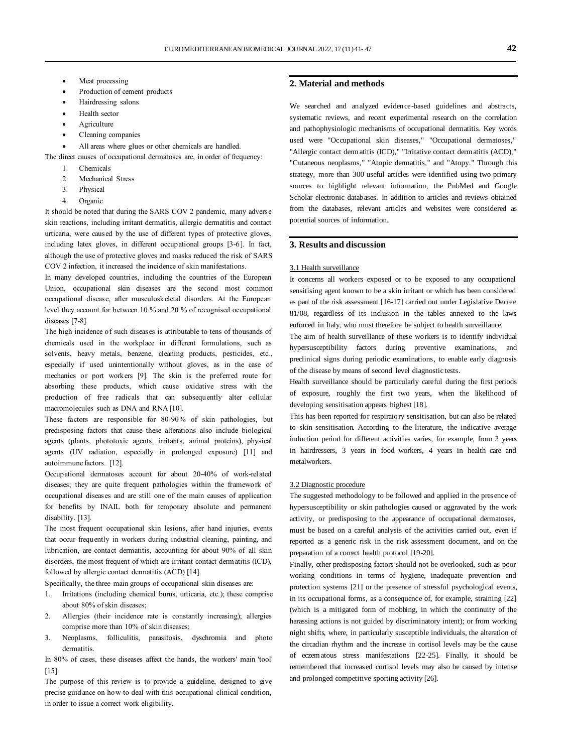- Meat processing
- Production of cement products
- Hairdressing salons
- Health sector
- Agriculture
- Cleaning companies
- All areas where glues or other chemicals are handled.

The direct causes of occupational dermatoses are, in order of frequency:

1. Chemicals
2. Mechanical Stress
3. Physical
4. Organic

It should be noted that during the SARS COV 2 pandemic, many adverse skin reactions, including irritant dermatitis, allergic dermatitis and contact urticaria, were caused by the use of different types of protective gloves, including latex gloves, in different occupational groups [3-6]. In fact, although the use of protective gloves and masks reduced the risk of SARS COV 2 infection, it increased the incidence of skin manifestations.

In many developed countries, including the countries of the European Union, occupational skin diseases are the second most common occupational disease, after musculoskeletal disorders. At the European level they account for between 10 % and 20 % of recognised occupational diseases [7-8].

The high incidence of such diseases is attributable to tens of thousands of chemicals used in the workplace in different formulations, such as solvents, heavy metals, benzene, cleaning products, pesticides, etc., especially if used unintentionally without gloves, as in the case of mechanics or port workers [9]. The skin is the preferred route for absorbing these products, which cause oxidative stress with the production of free radicals that can subsequently alter cellular macromolecules such as DNA and RNA [10].

These factors are responsible for 80-90% of skin pathologies, but predisposing factors that cause these alterations also include biological agents (plants, phototoxic agents, irritants, animal proteins), physical agents (UV radiation, especially in prolonged exposure) [11] and autoimmune factors. [12].

Occupational dermatoses account for about 20-40% of work-related diseases; they are quite frequent pathologies within the framework of occupational diseases and are still one of the main causes of application for benefits by INAIL both for temporary absolute and permanent disability. [13].

The most frequent occupational skin lesions, after hand injuries, events that occur frequently in workers during industrial cleaning, painting, and lubrication, are contact dermatitis, accounting for about 90% of all skin disorders, the most frequent of which are irritant contact dermatitis (ICD), followed by allergic contact dermatitis (ACD) [14].

Specifically, the three main groups of occupational skin diseases are:

1. Irritations (including chemical burns, urticaria, etc.); these comprise about 80% of skin diseases;
2. Allergies (their incidence rate is constantly increasing); allergies comprise more than 10% of skin diseases;
3. Neoplasms, folliculitis, parasitosis, dyschromia and photo dermatitis.

In 80% of cases, these diseases affect the hands, the workers' main 'tool' [15].

The purpose of this review is to provide a guideline, designed to give precise guidance on how to deal with this occupational clinical condition, in order to issue a correct work eligibility.

## 2. Material and methods

We searched and analyzed evidence-based guidelines and abstracts, systematic reviews, and recent experimental research on the correlation and pathophysiologic mechanisms of occupational dermatitis. Key words used were "Occupational skin diseases," "Occupational dermatoses," "Allergic contact dermatitis (ICD)," "Irritative contact dermatitis (ACD)," "Cutaneous neoplasms," "Atopic dermatitis," and "Atopy." Through this strategy, more than 300 useful articles were identified using two primary sources to highlight relevant information, the PubMed and Google Scholar electronic databases. In addition to articles and reviews obtained from the databases, relevant articles and websites were considered as potential sources of information.

## 3. Results and discussion

### 3.1 Health surveillance

It concerns all workers exposed or to be exposed to any occupational sensitising agent known to be a skin irritant or which has been considered as part of the risk assessment [16-17] carried out under Legislative Decree 81/08, regardless of its inclusion in the tables annexed to the laws enforced in Italy, who must therefore be subject to health surveillance.

The aim of health surveillance of these workers is to identify individual hypersusceptibility factors during preventive examinations, and preclinical signs during periodic examinations, to enable early diagnosis of the disease by means of second level diagnostic tests.

Health surveillance should be particularly careful during the first periods of exposure, roughly the first two years, when the likelihood of developing sensitisation appears highest [18].

This has been reported for respiratory sensitisation, but can also be related to skin sensitisation. According to the literature, the indicative average induction period for different activities varies, for example, from 2 years in hairdressers, 3 years in food workers, 4 years in health care and metalworkers.

### 3.2 Diagnostic procedure

The suggested methodology to be followed and applied in the presence of hypersusceptibility or skin pathologies caused or aggravated by the work activity, or predisposing to the appearance of occupational dermatoses, must be based on a careful analysis of the activities carried out, even if reported as a generic risk in the risk assessment document, and on the preparation of a correct health protocol [19-20].

Finally, other predisposing factors should not be overlooked, such as poor working conditions in terms of hygiene, inadequate prevention and protection systems [21] or the presence of stressful psychological events, in its occupational forms, as a consequence of, for example, straining [22] (which is a mitigated form of mobbing, in which the continuity of the harassing actions is not guided by discriminatory intent); or from working night shifts, where, in particularly susceptible individuals, the alteration of the circadian rhythm and the increase in cortisol levels may be the cause of eczematous stress manifestations [22-25]. Finally, it should be remembered that increased cortisol levels may also be caused by intense and prolonged competitive sporting activity [26].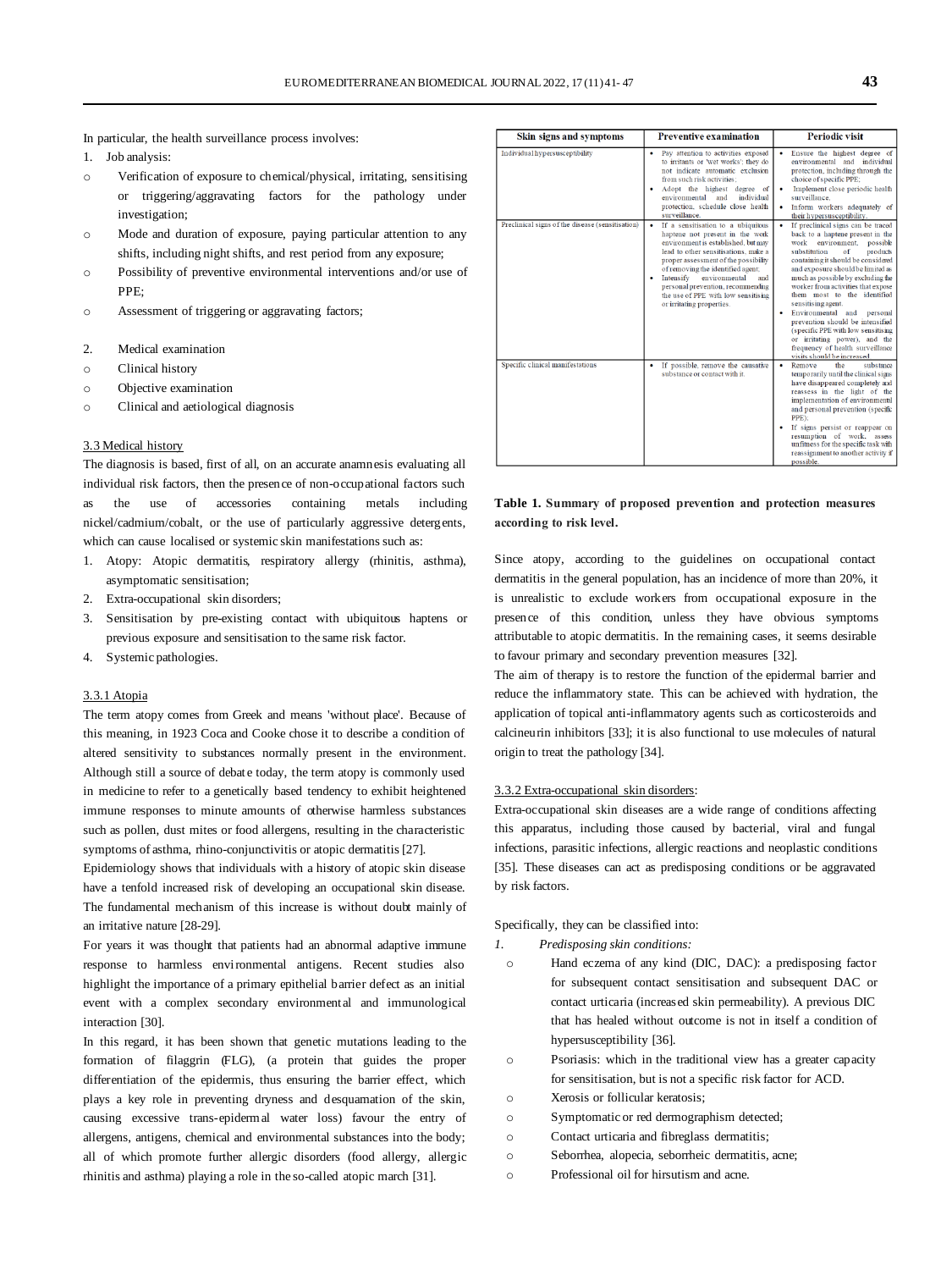In particular, the health surveillance process involves:

1. Job analysis:
   - Verification of exposure to chemical/physical, irritating, sensitising or triggering/aggravating factors for the pathology under investigation;
   - Mode and duration of exposure, paying particular attention to any shifts, including night shifts, and rest period from any exposure;
   - Possibility of preventive environmental interventions and/or use of PPE;
   - Assessment of triggering or aggravating factors;

2. Medical examination
   - Clinical history
   - Objective examination
   - Clinical and aetiological diagnosis

### 3.3 Medical history

The diagnosis is based, first of all, on an accurate anamnesis evaluating all individual risk factors, then the presence of non-occupational factors such as the use of accessories containing metals including nickel/cadmium/cobalt, or the use of particularly aggressive detergents, which can cause localised or systemic skin manifestations such as:

1. Atopy: Atopic dermatitis, respiratory allergy (rhinitis, asthma), asymptomatic sensitisation;
2. Extra-occupational skin disorders;
3. Sensitisation by pre-existing contact with ubiquitous haptens or previous exposure and sensitisation to the same risk factor.
4. Systemic pathologies.

#### 3.3.1 Atopia

The term atopy comes from Greek and means 'without place'. Because of this meaning, in 1923 Coca and Cooke chose it to describe a condition of altered sensitivity to substances normally present in the environment. Although still a source of debate today, the term atopy is commonly used in medicine to refer to a genetically based tendency to exhibit heightened immune responses to minute amounts of otherwise harmless substances such as pollen, dust mites or food allergens, resulting in the characteristic symptoms of asthma, rhino-conjunctivitis or atopic dermatitis [27].

Epidemiology shows that individuals with a history of atopic skin disease have a tenfold increased risk of developing an occupational skin disease. The fundamental mechanism of this increase is without doubt mainly of an irritative nature [28-29].

For years it was thought that patients had an abnormal adaptive immune response to harmless environmental antigens. Recent studies also highlight the importance of a primary epithelial barrier defect as an initial event with a complex secondary environmental and immunological interaction [30].

In this regard, it has been shown that genetic mutations leading to the formation of filaggrin (FLG), (a protein that guides the proper differentiation of the epidermis, thus ensuring the barrier effect, which plays a key role in preventing dryness and desquamation of the skin, causing excessive trans-epidermal water loss) favour the entry of allergens, antigens, chemical and environmental substances into the body; all of which promote further allergic disorders (food allergy, allergic rhinitis and asthma) playing a role in the so-called atopic march [31].

| Skin signs and symptoms | Preventive examination | Periodic visit |
|---|---|---|
| Individual hypersusceptibility | • Pay attention to activities exposed to irritants or 'wet works'; they do not indicate automatic exclusion from such risk activities;<br>• Adopt the highest degree of environmental and individual protection, schedule close health surveillance. | • Ensure the highest degree of environmental and individual protection, including through the choice of specific PPE;<br>• Implement close periodic health surveillance.<br>• Inform workers adequately of their hypersusceptibility. |
| Preclinical signs of the disease (sensitisation) | • If a sensitisation to a ubiquitous haptene not present in the work environment is established, but may lead to other sensitisations, make a proper assessment of the possibility of removing the identified agent;<br>• Intensify environmental and personal prevention, recommending the use of PPE with low sensitising or irritating properties. | • If preclinical signs can be traced back to a haptene present in the work environment, possible substitution of products containing it should be considered and exposure should be limited as much as possible by excluding the worker from activities that expose them most to the identified sensitising agent.<br>• Environmental and personal prevention should be intensified (specific PPE with low sensitising or irritating power), and the frequency of health surveillance visits should be increased. |
| Specific clinical manifestations | • If possible, remove the causative substance or contact with it. | • Remove the substance temporarily until the clinical signs have disappeared completely and reassess in the light of the implementation of environmental and personal prevention (specific PPE).<br>• If signs persist or reappear on resumption of work, assess unfitness for the specific task with reassignment to another activity if possible. |

**Table 1. Summary of proposed prevention and protection measures according to risk level.**

Since atopy, according to the guidelines on occupational contact dermatitis in the general population, has an incidence of more than 20%, it is unrealistic to exclude workers from occupational exposure in the presence of this condition, unless they have obvious symptoms attributable to atopic dermatitis. In the remaining cases, it seems desirable to favour primary and secondary prevention measures [32].

The aim of therapy is to restore the function of the epidermal barrier and reduce the inflammatory state. This can be achieved with hydration, the application of topical anti-inflammatory agents such as corticosteroids and calcineurin inhibitors [33]; it is also functional to use molecules of natural origin to treat the pathology [34].

#### 3.3.2 Extra-occupational skin disorders:

Extra-occupational skin diseases are a wide range of conditions affecting this apparatus, including those caused by bacterial, viral and fungal infections, parasitic infections, allergic reactions and neoplastic conditions [35]. These diseases can act as predisposing conditions or be aggravated by risk factors.

Specifically, they can be classified into:

1. *Predisposing skin conditions:*
   - Hand eczema of any kind (DIC, DAC): a predisposing factor for subsequent contact sensitisation and subsequent DAC or contact urticaria (increased skin permeability). A previous DIC that has healed without outcome is not in itself a condition of hypersusceptibility [36].
   - Psoriasis: which in the traditional view has a greater capacity for sensitisation, but is not a specific risk factor for ACD.
   - Xerosis or follicular keratosis;
   - Symptomatic or red dermographism detected;
   - Contact urticaria and fibreglass dermatitis;
   - Seborrhea, alopecia, seborrheic dermatitis, acne;
   - Professional oil for hirsutism and acne.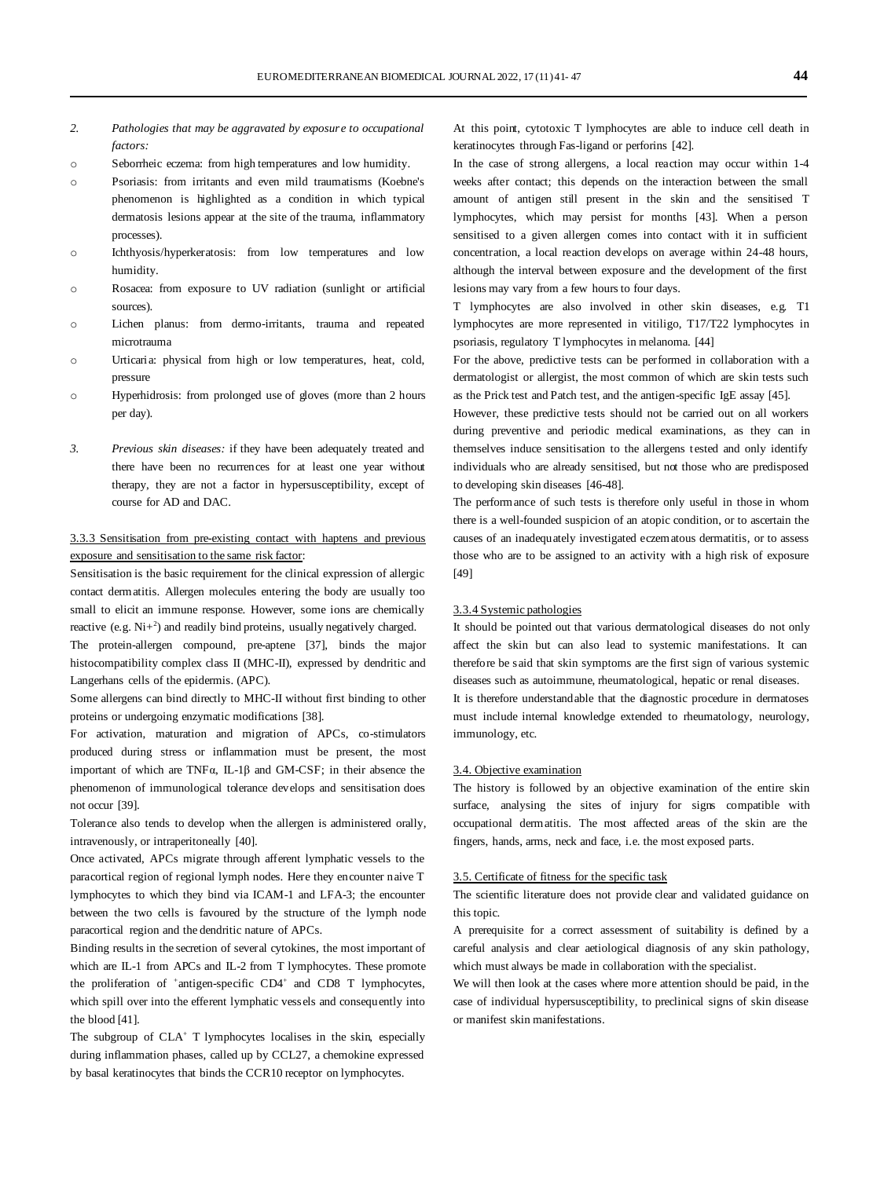2. *Pathologies that may be aggravated by exposure to occupational factors:*

- Seborrheic eczema: from high temperatures and low humidity.
- Psoriasis: from irritants and even mild traumatisms (Koebne's phenomenon is highlighted as a condition in which typical dermatosis lesions appear at the site of the trauma, inflammatory processes).
- Ichthyosis/hyperkeratosis: from low temperatures and low humidity.
- Rosacea: from exposure to UV radiation (sunlight or artificial sources).
- Lichen planus: from dermo-irritants, trauma and repeated microtrauma
- Urticaria: physical from high or low temperatures, heat, cold, pressure
- Hyperhidrosis: from prolonged use of gloves (more than 2 hours per day).

3. *Previous skin diseases:* if they have been adequately treated and there have been no recurrences for at least one year without therapy, they are not a factor in hypersusceptibility, except of course for AD and DAC.

3.3.3 Sensitisation from pre-existing contact with haptens and previous exposure and sensitisation to the same risk factor:

Sensitisation is the basic requirement for the clinical expression of allergic contact dermatitis. Allergen molecules entering the body are usually too small to elicit an immune response. However, some ions are chemically reactive (e.g. $Ni^{+2}$) and readily bind proteins, usually negatively charged.

The protein-allergen compound, pre-aptene [37], binds the major histocompatibility complex class II (MHC-II), expressed by dendritic and Langerhans cells of the epidermis. (APC).

Some allergens can bind directly to MHC-II without first binding to other proteins or undergoing enzymatic modifications [38].

For activation, maturation and migration of APCs, co-stimulators produced during stress or inflammation must be present, the most important of which are TNFα, IL-1β and GM-CSF; in their absence the phenomenon of immunological tolerance develops and sensitisation does not occur [39].

Tolerance also tends to develop when the allergen is administered orally, intravenously, or intraperitoneally [40].

Once activated, APCs migrate through afferent lymphatic vessels to the paracortical region of regional lymph nodes. Here they encounter naive T lymphocytes to which they bind via ICAM-1 and LFA-3; the encounter between the two cells is favoured by the structure of the lymph node paracortical region and the dendritic nature of APCs.

Binding results in the secretion of several cytokines, the most important of which are IL-1 from APCs and IL-2 from T lymphocytes. These promote the proliferation of $^{+}$antigen-specific $CD4^{+}$ and CD8 T lymphocytes, which spill over into the efferent lymphatic vessels and consequently into the blood [41].

The subgroup of $CLA^{+}$ T lymphocytes localises in the skin, especially during inflammation phases, called up by CCL27, a chemokine expressed by basal keratinocytes that binds the CCR10 receptor on lymphocytes.

At this point, cytotoxic T lymphocytes are able to induce cell death in keratinocytes through Fas-ligand or perforins [42].

In the case of strong allergens, a local reaction may occur within 1-4 weeks after contact; this depends on the interaction between the small amount of antigen still present in the skin and the sensitised T lymphocytes, which may persist for months [43]. When a person sensitised to a given allergen comes into contact with it in sufficient concentration, a local reaction develops on average within 24-48 hours, although the interval between exposure and the development of the first lesions may vary from a few hours to four days.

T lymphocytes are also involved in other skin diseases, e.g. T1 lymphocytes are more represented in vitiligo, T17/T22 lymphocytes in psoriasis, regulatory T lymphocytes in melanoma. [44]

For the above, predictive tests can be performed in collaboration with a dermatologist or allergist, the most common of which are skin tests such as the Prick test and Patch test, and the antigen-specific IgE assay [45].

However, these predictive tests should not be carried out on all workers during preventive and periodic medical examinations, as they can in themselves induce sensitisation to the allergens tested and only identify individuals who are already sensitised, but not those who are predisposed to developing skin diseases [46-48].

The performance of such tests is therefore only useful in those in whom there is a well-founded suspicion of an atopic condition, or to ascertain the causes of an inadequately investigated eczematous dermatitis, or to assess those who are to be assigned to an activity with a high risk of exposure [49]

3.3.4 Systemic pathologies

It should be pointed out that various dermatological diseases do not only affect the skin but can also lead to systemic manifestations. It can therefore be said that skin symptoms are the first sign of various systemic diseases such as autoimmune, rheumatological, hepatic or renal diseases.

It is therefore understandable that the diagnostic procedure in dermatoses must include internal knowledge extended to rheumatology, neurology, immunology, etc.

3.4. Objective examination

The history is followed by an objective examination of the entire skin surface, analysing the sites of injury for signs compatible with occupational dermatitis. The most affected areas of the skin are the fingers, hands, arms, neck and face, i.e. the most exposed parts.

3.5. Certificate of fitness for the specific task

The scientific literature does not provide clear and validated guidance on this topic.

A prerequisite for a correct assessment of suitability is defined by a careful analysis and clear aetiological diagnosis of any skin pathology, which must always be made in collaboration with the specialist.

We will then look at the cases where more attention should be paid, in the case of individual hypersusceptibility, to preclinical signs of skin disease or manifest skin manifestations.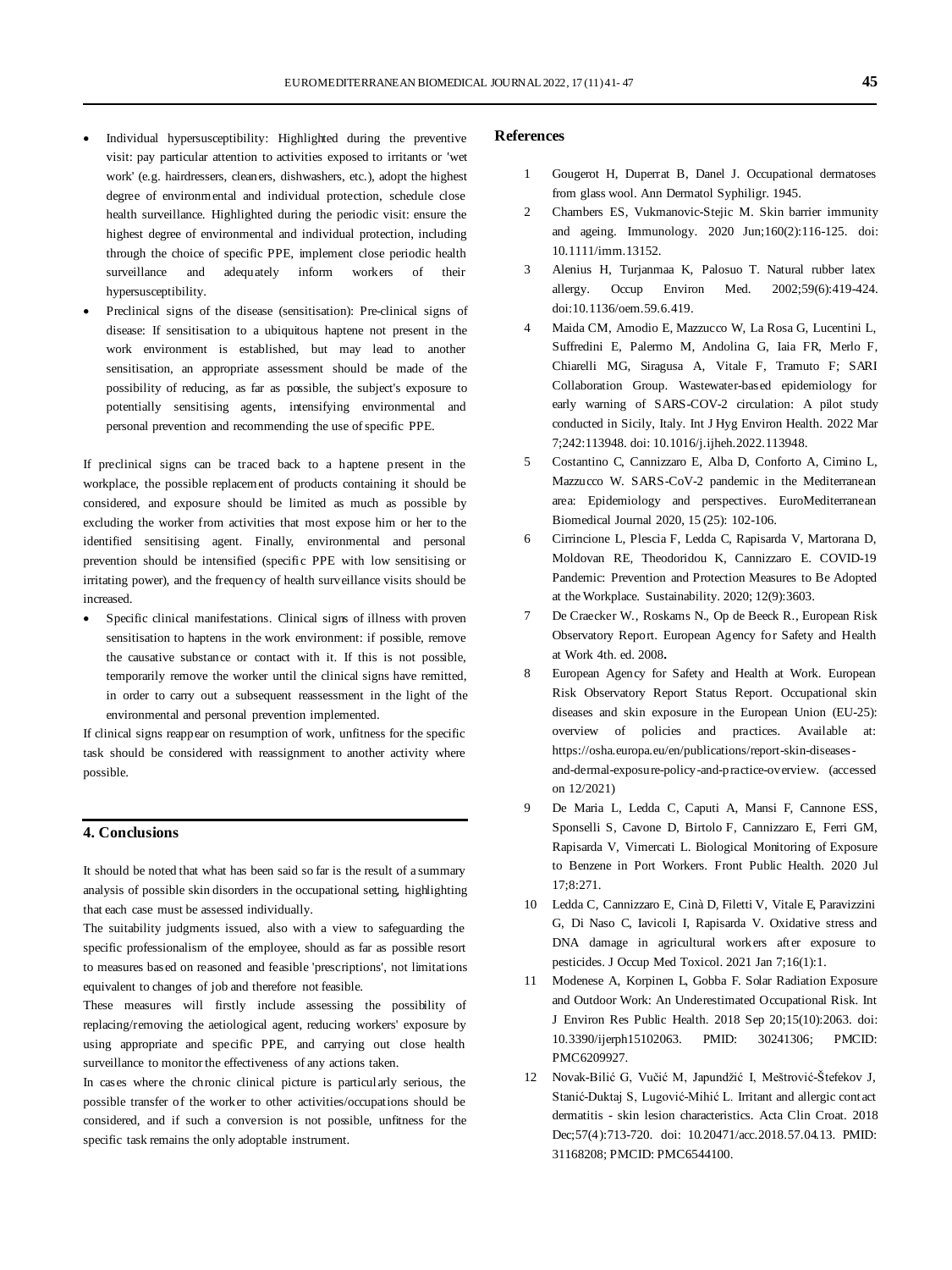- Individual hypersusceptibility: Highlighted during the preventive visit: pay particular attention to activities exposed to irritants or 'wet work' (e.g. hairdressers, cleaners, dishwashers, etc.), adopt the highest degree of environmental and individual protection, schedule close health surveillance. Highlighted during the periodic visit: ensure the highest degree of environmental and individual protection, including through the choice of specific PPE, implement close periodic health surveillance and adequately inform workers of their hypersusceptibility.
- Preclinical signs of the disease (sensitisation): Pre-clinical signs of disease: If sensitisation to a ubiquitous haptene not present in the work environment is established, but may lead to another sensitisation, an appropriate assessment should be made of the possibility of reducing, as far as possible, the subject's exposure to potentially sensitising agents, intensifying environmental and personal prevention and recommending the use of specific PPE.

If preclinical signs can be traced back to a haptene present in the workplace, the possible replacement of products containing it should be considered, and exposure should be limited as much as possible by excluding the worker from activities that most expose him or her to the identified sensitising agent. Finally, environmental and personal prevention should be intensified (specific PPE with low sensitising or irritating power), and the frequency of health surveillance visits should be increased.

- Specific clinical manifestations. Clinical signs of illness with proven sensitisation to haptens in the work environment: if possible, remove the causative substance or contact with it. If this is not possible, temporarily remove the worker until the clinical signs have remitted, in order to carry out a subsequent reassessment in the light of the environmental and personal prevention implemented.

If clinical signs reappear on resumption of work, unfitness for the specific task should be considered with reassignment to another activity where possible.

## 4. Conclusions

It should be noted that what has been said so far is the result of a summary analysis of possible skin disorders in the occupational setting, highlighting that each case must be assessed individually.

The suitability judgments issued, also with a view to safeguarding the specific professionalism of the employee, should as far as possible resort to measures based on reasoned and feasible 'prescriptions', not limitations equivalent to changes of job and therefore not feasible.

These measures will firstly include assessing the possibility of replacing/removing the aetiological agent, reducing workers' exposure by using appropriate and specific PPE, and carrying out close health surveillance to monitor the effectiveness of any actions taken.

In cases where the chronic clinical picture is particularly serious, the possible transfer of the worker to other activities/occupations should be considered, and if such a conversion is not possible, unfitness for the specific task remains the only adoptable instrument.

## References

1. Gougerot H, Duperrat B, Danel J. Occupational dermatoses from glass wool. Ann Dermatol Syphiligr. 1945.
2. Chambers ES, Vukmanovic-Stejic M. Skin barrier immunity and ageing. Immunology. 2020 Jun;160(2):116-125. doi: 10.1111/imm.13152.
3. Alenius H, Turjanmaa K, Palosuo T. Natural rubber latex allergy. Occup Environ Med. 2002;59(6):419-424. doi:10.1136/oem.59.6.419.
4. Maida CM, Amodio E, Mazzucco W, La Rosa G, Lucentini L, Suffredini E, Palermo M, Andolina G, Iaia FR, Merlo F, Chiarelli MG, Siragusa A, Vitale F, Tramuto F; SARI Collaboration Group. Wastewater-based epidemiology for early warning of SARS-COV-2 circulation: A pilot study conducted in Sicily, Italy. Int J Hyg Environ Health. 2022 Mar 7;242:113948. doi: 10.1016/j.ijheh.2022.113948.
5. Costantino C, Cannizzaro E, Alba D, Conforto A, Cimino L, Mazzucco W. SARS-CoV-2 pandemic in the Mediterranean area: Epidemiology and perspectives. EuroMediterranean Biomedical Journal 2020, 15 (25): 102-106.
6. Cirrincione L, Plescia F, Ledda C, Rapisarda V, Martorana D, Moldovan RE, Theodoridou K, Cannizzaro E. COVID-19 Pandemic: Prevention and Protection Measures to Be Adopted at the Workplace. Sustainability. 2020; 12(9):3603.
7. De Craecker W., Roskams N., Op de Beeck R., European Risk Observatory Report. European Agency for Safety and Health at Work 4th. ed. 2008**.**
8. European Agency for Safety and Health at Work. European Risk Observatory Report Status Report. Occupational skin diseases and skin exposure in the European Union (EU-25): overview of policies and practices. Available at: https://osha.europa.eu/en/publications/report-skin-diseases-and-dermal-exposure-policy-and-practice-overview. (accessed on 12/2021)
9. De Maria L, Ledda C, Caputi A, Mansi F, Cannone ESS, Sponselli S, Cavone D, Birtolo F, Cannizzaro E, Ferri GM, Rapisarda V, Vimercati L. Biological Monitoring of Exposure to Benzene in Port Workers. Front Public Health. 2020 Jul 17;8:271.
10. Ledda C, Cannizzaro E, Cinà D, Filetti V, Vitale E, Paravizzini G, Di Naso C, Iavicoli I, Rapisarda V. Oxidative stress and DNA damage in agricultural workers after exposure to pesticides. J Occup Med Toxicol. 2021 Jan 7;16(1):1.
11. Modenese A, Korpinen L, Gobba F. Solar Radiation Exposure and Outdoor Work: An Underestimated Occupational Risk. Int J Environ Res Public Health. 2018 Sep 20;15(10):2063. doi: 10.3390/ijerph15102063. PMID: 30241306; PMCID: PMC6209927.
12. Novak-Bilić G, Vučić M, Japundžić I, Meštrović-Štefekov J, Stanić-Duktaj S, Lugović-Mihić L. Irritant and allergic contact dermatitis - skin lesion characteristics. Acta Clin Croat. 2018 Dec;57(4):713-720. doi: 10.20471/acc.2018.57.04.13. PMID: 31168208; PMCID: PMC6544100.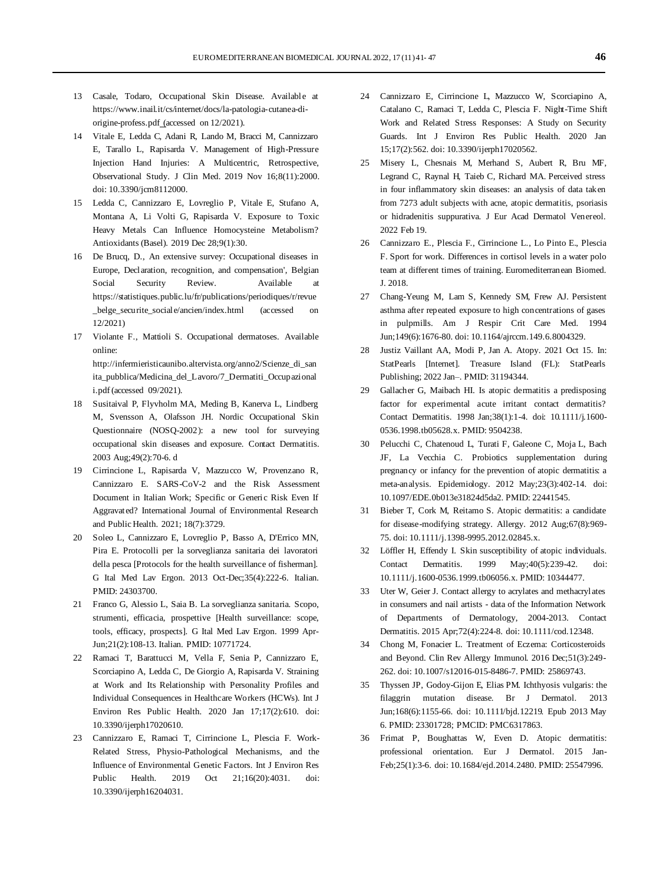13 Casale, Todaro, Occupational Skin Disease. Available at https://www.inail.it/cs/internet/docs/la-patologia-cutanea-di-origine-profess.pdf (accessed on 12/2021).

14 Vitale E, Ledda C, Adani R, Lando M, Bracci M, Cannizzaro E, Tarallo L, Rapisarda V. Management of High-Pressure Injection Hand Injuries: A Multicentric, Retrospective, Observational Study. J Clin Med. 2019 Nov 16;8(11):2000. doi: 10.3390/jcm8112000.

15 Ledda C, Cannizzaro E, Lovreglio P, Vitale E, Stufano A, Montana A, Li Volti G, Rapisarda V. Exposure to Toxic Heavy Metals Can Influence Homocysteine Metabolism? Antioxidants (Basel). 2019 Dec 28;9(1):30.

16 De Brucq, D., An extensive survey: Occupational diseases in Europe, Declaration, recognition, and compensation', Belgian Social Security Review. Available at https://statistiques.public.lu/fr/publications/periodiques/r/revue_belge_securite_sociale/ancien/index.html (accessed on 12/2021)

17 Violante F., Mattioli S. Occupational dermatoses. Available online: http://infermieristicaunibo.altervista.org/anno2/Scienze_di_sanita_pubblica/Medicina_del_Lavoro/7_Dermatiti_Occupazionali.pdf (accessed 09/2021).

18 Susitaival P, Flyvholm MA, Meding B, Kanerva L, Lindberg M, Svensson A, Olafsson JH. Nordic Occupational Skin Questionnaire (NOSQ-2002): a new tool for surveying occupational skin diseases and exposure. Contact Dermatitis. 2003 Aug;49(2):70-6. d

19 Cirrincione L, Rapisarda V, Mazzucco W, Provenzano R, Cannizzaro E. SARS-CoV-2 and the Risk Assessment Document in Italian Work; Specific or Generic Risk Even If Aggravated? International Journal of Environmental Research and Public Health. 2021; 18(7):3729.

20 Soleo L, Cannizzaro E, Lovreglio P, Basso A, D'Errico MN, Pira E. Protocolli per la sorveglianza sanitaria dei lavoratori della pesca [Protocols for the health surveillance of fisherman]. G Ital Med Lav Ergon. 2013 Oct-Dec;35(4):222-6. Italian. PMID: 24303700.

21 Franco G, Alessio L, Saia B. La sorveglianza sanitaria. Scopo, strumenti, efficacia, prospettive [Health surveillance: scope, tools, efficacy, prospects]. G Ital Med Lav Ergon. 1999 Apr-Jun;21(2):108-13. Italian. PMID: 10771724.

22 Ramaci T, Barattucci M, Vella F, Senia P, Cannizzaro E, Scorciapino A, Ledda C, De Giorgio A, Rapisarda V. Straining at Work and Its Relationship with Personality Profiles and Individual Consequences in Healthcare Workers (HCWs). Int J Environ Res Public Health. 2020 Jan 17;17(2):610. doi: 10.3390/ijerph17020610.

23 Cannizzaro E, Ramaci T, Cirrincione L, Plescia F. Work-Related Stress, Physio-Pathological Mechanisms, and the Influence of Environmental Genetic Factors. Int J Environ Res Public Health. 2019 Oct 21;16(20):4031. doi: 10.3390/ijerph16204031.

24 Cannizzaro E, Cirrincione L, Mazzucco W, Scorciapino A, Catalano C, Ramaci T, Ledda C, Plescia F. Night-Time Shift Work and Related Stress Responses: A Study on Security Guards. Int J Environ Res Public Health. 2020 Jan 15;17(2):562. doi: 10.3390/ijerph17020562.

25 Misery L, Chesnais M, Merhand S, Aubert R, Bru MF, Legrand C, Raynal H, Taieb C, Richard MA. Perceived stress in four inflammatory skin diseases: an analysis of data taken from 7273 adult subjects with acne, atopic dermatitis, psoriasis or hidradenitis suppurativa. J Eur Acad Dermatol Venereol. 2022 Feb 19.

26 Cannizzaro E., Plescia F., Cirrincione L., Lo Pinto E., Plescia F. Sport for work. Differences in cortisol levels in a water polo team at different times of training. Euromediterranean Biomed. J. 2018.

27 Chang-Yeung M, Lam S, Kennedy SM, Frew AJ. Persistent asthma after repeated exposure to high concentrations of gases in pulpmills. Am J Respir Crit Care Med. 1994 Jun;149(6):1676-80. doi: 10.1164/ajrccm.149.6.8004329.

28 Justiz Vaillant AA, Modi P, Jan A. Atopy. 2021 Oct 15. In: StatPearls [Internet]. Treasure Island (FL): StatPearls Publishing; 2022 Jan–. PMID: 31194344.

29 Gallacher G, Maibach HI. Is atopic dermatitis a predisposing factor for experimental acute irritant contact dermatitis? Contact Dermatitis. 1998 Jan;38(1):1-4. doi: 10.1111/j.1600-0536.1998.tb05628.x. PMID: 9504238.

30 Pelucchi C, Chatenoud L, Turati F, Galeone C, Moja L, Bach JF, La Vecchia C. Probiotics supplementation during pregnancy or infancy for the prevention of atopic dermatitis: a meta-analysis. Epidemiology. 2012 May;23(3):402-14. doi: 10.1097/EDE.0b013e31824d5da2. PMID: 22441545.

31 Bieber T, Cork M, Reitamo S. Atopic dermatitis: a candidate for disease-modifying strategy. Allergy. 2012 Aug;67(8):969-75. doi: 10.1111/j.1398-9995.2012.02845.x.

32 Löffler H, Effendy I. Skin susceptibility of atopic individuals. Contact Dermatitis. 1999 May;40(5):239-42. doi: 10.1111/j.1600-0536.1999.tb06056.x. PMID: 10344477.

33 Uter W, Geier J. Contact allergy to acrylates and methacrylates in consumers and nail artists - data of the Information Network of Departments of Dermatology, 2004-2013. Contact Dermatitis. 2015 Apr;72(4):224-8. doi: 10.1111/cod.12348.

34 Chong M, Fonacier L. Treatment of Eczema: Corticosteroids and Beyond. Clin Rev Allergy Immunol. 2016 Dec;51(3):249-262. doi: 10.1007/s12016-015-8486-7. PMID: 25869743.

35 Thyssen JP, Godoy-Gijon E, Elias PM. Ichthyosis vulgaris: the filaggrin mutation disease. Br J Dermatol. 2013 Jun;168(6):1155-66. doi: 10.1111/bjd.12219. Epub 2013 May 6. PMID: 23301728; PMCID: PMC6317863.

36 Frimat P, Boughattas W, Even D. Atopic dermatitis: professional orientation. Eur J Dermatol. 2015 Jan-Feb;25(1):3-6. doi: 10.1684/ejd.2014.2480. PMID: 25547996.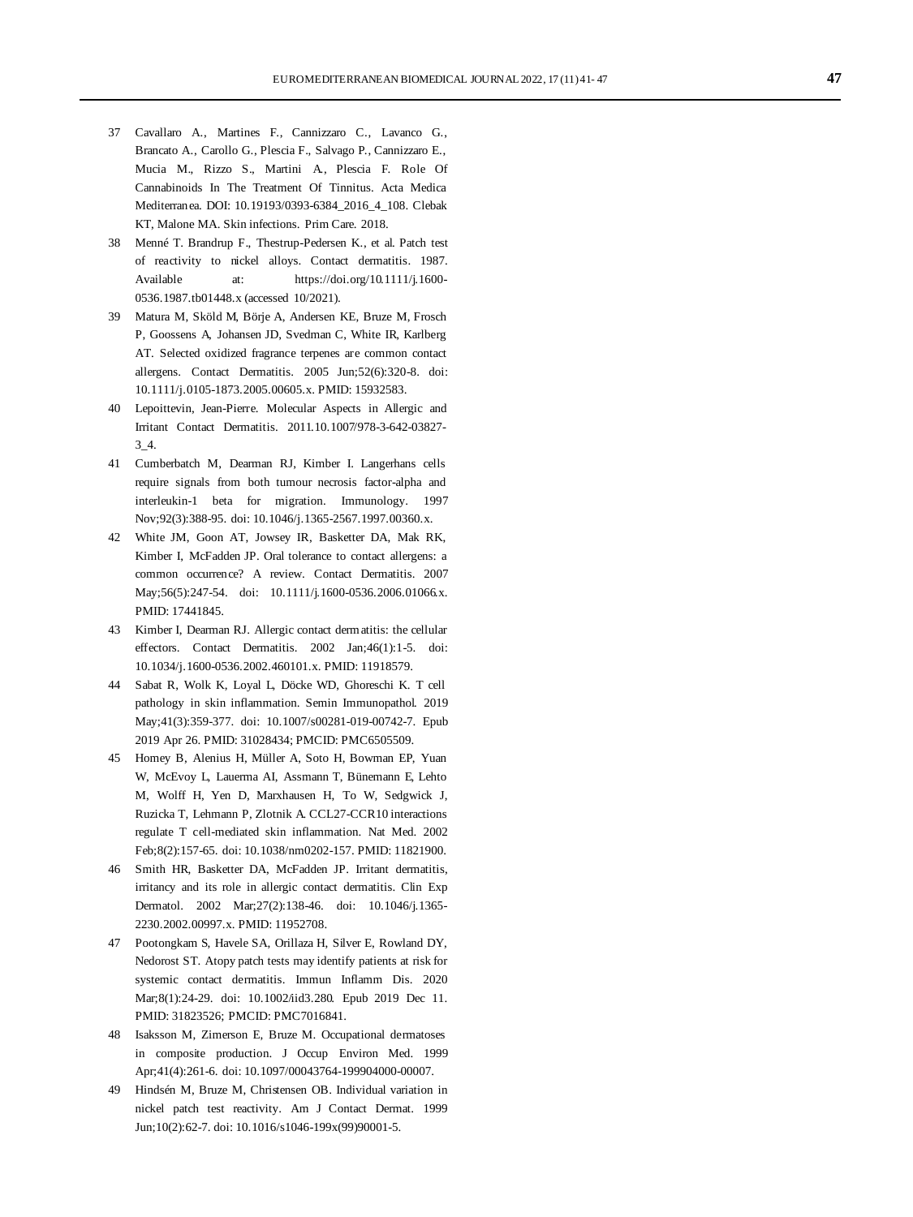37 Cavallaro A., Martines F., Cannizzaro C., Lavanco G., Brancato A., Carollo G., Plescia F., Salvago P., Cannizzaro E., Mucia M., Rizzo S., Martini A., Plescia F. Role Of Cannabinoids In The Treatment Of Tinnitus. Acta Medica Mediterranea. DOI: 10.19193/0393-6384_2016_4_108. Clebak KT, Malone MA. Skin infections. Prim Care. 2018.

38 Menné T. Brandrup F., Thestrup-Pedersen K., et al. Patch test of reactivity to nickel alloys. Contact dermatitis. 1987. Available at: https://doi.org/10.1111/j.1600-0536.1987.tb01448.x (accessed 10/2021).

39 Matura M, Sköld M, Börje A, Andersen KE, Bruze M, Frosch P, Goossens A, Johansen JD, Svedman C, White IR, Karlberg AT. Selected oxidized fragrance terpenes are common contact allergens. Contact Dermatitis. 2005 Jun;52(6):320-8. doi: 10.1111/j.0105-1873.2005.00605.x. PMID: 15932583.

40 Lepoittevin, Jean-Pierre. Molecular Aspects in Allergic and Irritant Contact Dermatitis. 2011.10.1007/978-3-642-03827-3_4.

41 Cumberbatch M, Dearman RJ, Kimber I. Langerhans cells require signals from both tumour necrosis factor-alpha and interleukin-1 beta for migration. Immunology. 1997 Nov;92(3):388-95. doi: 10.1046/j.1365-2567.1997.00360.x.

42 White JM, Goon AT, Jowsey IR, Basketter DA, Mak RK, Kimber I, McFadden JP. Oral tolerance to contact allergens: a common occurrence? A review. Contact Dermatitis. 2007 May;56(5):247-54. doi: 10.1111/j.1600-0536.2006.01066.x. PMID: 17441845.

43 Kimber I, Dearman RJ. Allergic contact dermatitis: the cellular effectors. Contact Dermatitis. 2002 Jan;46(1):1-5. doi: 10.1034/j.1600-0536.2002.460101.x. PMID: 11918579.

44 Sabat R, Wolk K, Loyal L, Döcke WD, Ghoreschi K. T cell pathology in skin inflammation. Semin Immunopathol. 2019 May;41(3):359-377. doi: 10.1007/s00281-019-00742-7. Epub 2019 Apr 26. PMID: 31028434; PMCID: PMC6505509.

45 Homey B, Alenius H, Müller A, Soto H, Bowman EP, Yuan W, McEvoy L, Lauerma AI, Assmann T, Bünemann E, Lehto M, Wolff H, Yen D, Marxhausen H, To W, Sedgwick J, Ruzicka T, Lehmann P, Zlotnik A. CCL27-CCR10 interactions regulate T cell-mediated skin inflammation. Nat Med. 2002 Feb;8(2):157-65. doi: 10.1038/nm0202-157. PMID: 11821900.

46 Smith HR, Basketter DA, McFadden JP. Irritant dermatitis, irritancy and its role in allergic contact dermatitis. Clin Exp Dermatol. 2002 Mar;27(2):138-46. doi: 10.1046/j.1365-2230.2002.00997.x. PMID: 11952708.

47 Pootongkam S, Havele SA, Orillaza H, Silver E, Rowland DY, Nedorost ST. Atopy patch tests may identify patients at risk for systemic contact dermatitis. Immun Inflamm Dis. 2020 Mar;8(1):24-29. doi: 10.1002/iid3.280. Epub 2019 Dec 11. PMID: 31823526; PMCID: PMC7016841.

48 Isaksson M, Zimerson E, Bruze M. Occupational dermatoses in composite production. J Occup Environ Med. 1999 Apr;41(4):261-6. doi: 10.1097/00043764-199904000-00007.

49 Hindsén M, Bruze M, Christensen OB. Individual variation in nickel patch test reactivity. Am J Contact Dermat. 1999 Jun;10(2):62-7. doi: 10.1016/s1046-199x(99)90001-5.